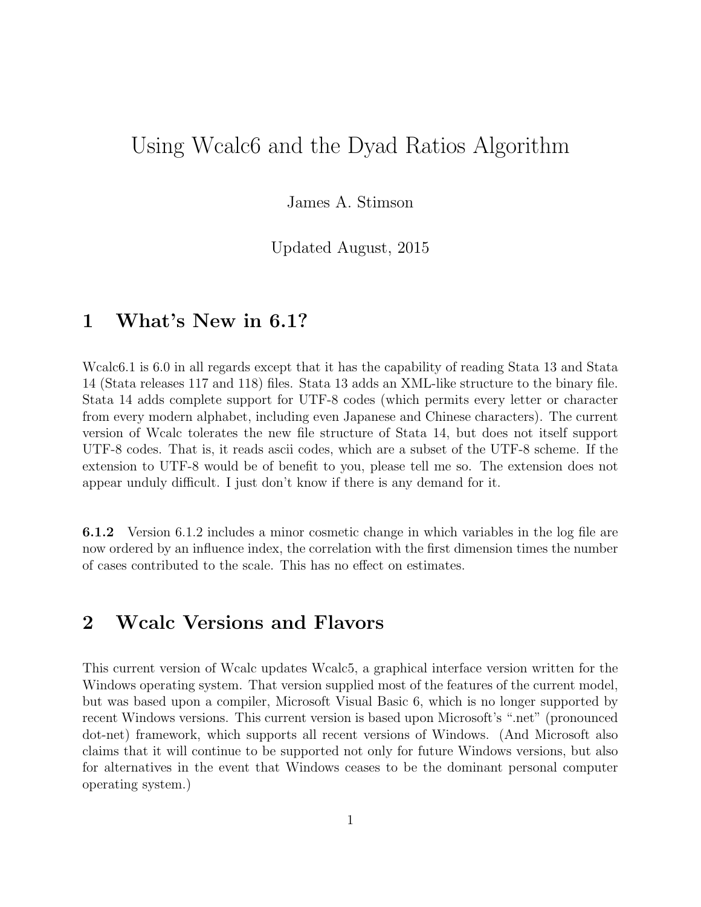# Using Wcalc6 and the Dyad Ratios Algorithm

James A. Stimson

Updated August, 2015

## 1 What's New in 6.1?

Wcalc6.1 is 6.0 in all regards except that it has the capability of reading Stata 13 and Stata 14 (Stata releases 117 and 118) files. Stata 13 adds an XML-like structure to the binary file. Stata 14 adds complete support for UTF-8 codes (which permits every letter or character from every modern alphabet, including even Japanese and Chinese characters). The current version of Wcalc tolerates the new file structure of Stata 14, but does not itself support UTF-8 codes. That is, it reads ascii codes, which are a subset of the UTF-8 scheme. If the extension to UTF-8 would be of benefit to you, please tell me so. The extension does not appear unduly difficult. I just don't know if there is any demand for it.

**6.1.2** Version 6.1.2 includes a minor cosmetic change in which variables in the log file are now ordered by an influence index, the correlation with the first dimension times the number of cases contributed to the scale. This has no effect on estimates.

## 2 Wcalc Versions and Flavors

This current version of Wcalc updates Wcalc5, a graphical interface version written for the Windows operating system. That version supplied most of the features of the current model, but was based upon a compiler, Microsoft Visual Basic 6, which is no longer supported by recent Windows versions. This current version is based upon Microsoft's ".net" (pronounced dot-net) framework, which supports all recent versions of Windows. (And Microsoft also claims that it will continue to be supported not only for future Windows versions, but also for alternatives in the event that Windows ceases to be the dominant personal computer operating system.)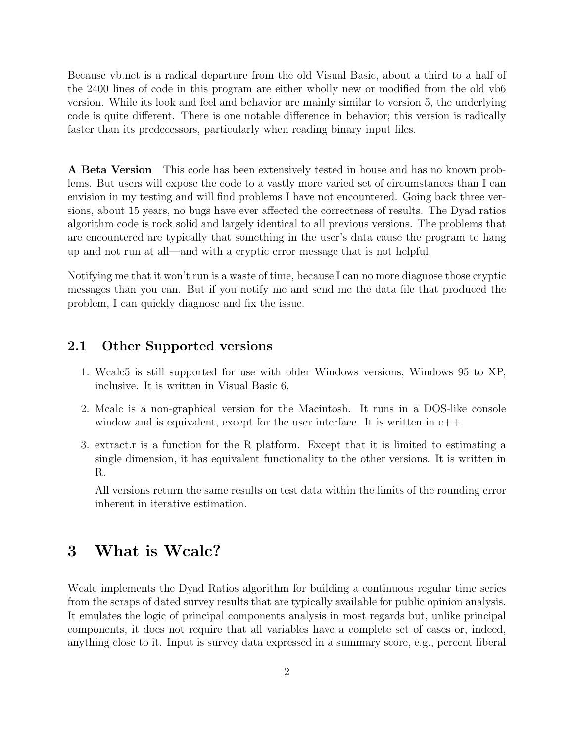Because vb.net is a radical departure from the old Visual Basic, about a third to a half of the 2400 lines of code in this program are either wholly new or modified from the old vb6 version. While its look and feel and behavior are mainly similar to version 5, the underlying code is quite different. There is one notable difference in behavior; this version is radically faster than its predecessors, particularly when reading binary input files.

**A Beta Version** This code has been extensively tested in house and has no known problems. But users will expose the code to a vastly more varied set of circumstances than I can envision in my testing and will find problems I have not encountered. Going back three versions, about 15 years, no bugs have ever affected the correctness of results. The Dyad ratios algorithm code is rock solid and largely identical to all previous versions. The problems that are encountered are typically that something in the user's data cause the program to hang up and not run at all—and with a cryptic error message that is not helpful.

Notifying me that it won't run is a waste of time, because I can no more diagnose those cryptic messages than you can. But if you notify me and send me the data file that produced the problem, I can quickly diagnose and fix the issue.

## 2.1 Other Supported versions

1. Wcalc5 is still supported for use with older Windows versions, Windows 95 to XP, inclusive. It is written in Visual Basic 6.

2. Mcalc is a non-graphical version for the Macintosh. It runs in a DOS-like console window and is equivalent, except for the user interface. It is written in c++.

3. extract.r is a function for the R platform. Except that it is limited to estimating a single dimension, it has equivalent functionality to the other versions. It is written in R.

   All versions return the same results on test data within the limits of the rounding error inherent in iterative estimation.

# 3 What is Wcalc?

Wcalc implements the Dyad Ratios algorithm for building a continuous regular time series from the scraps of dated survey results that are typically available for public opinion analysis. It emulates the logic of principal components analysis in most regards but, unlike principal components, it does not require that all variables have a complete set of cases or, indeed, anything close to it. Input is survey data expressed in a summary score, e.g., percent liberal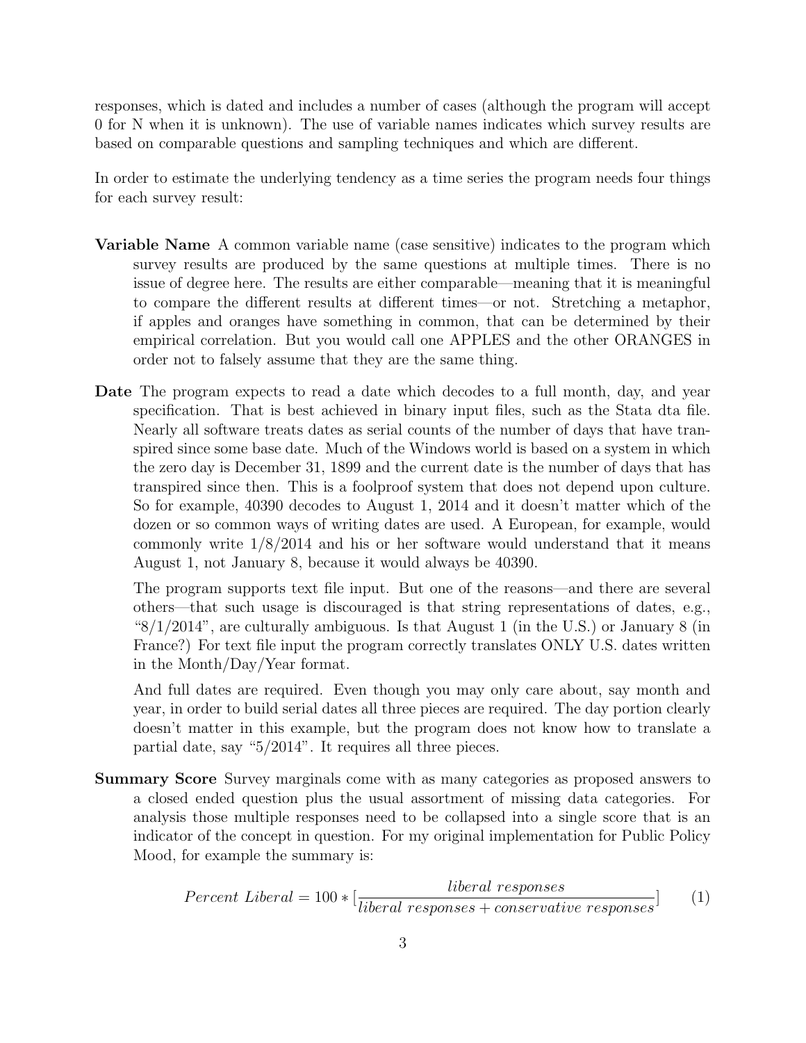responses, which is dated and includes a number of cases (although the program will accept 0 for N when it is unknown). The use of variable names indicates which survey results are based on comparable questions and sampling techniques and which are different.

In order to estimate the underlying tendency as a time series the program needs four things for each survey result:

**Variable Name** A common variable name (case sensitive) indicates to the program which survey results are produced by the same questions at multiple times. There is no issue of degree here. The results are either comparable—meaning that it is meaningful to compare the different results at different times—or not. Stretching a metaphor, if apples and oranges have something in common, that can be determined by their empirical correlation. But you would call one APPLES and the other ORANGES in order not to falsely assume that they are the same thing.

**Date** The program expects to read a date which decodes to a full month, day, and year specification. That is best achieved in binary input files, such as the Stata dta file. Nearly all software treats dates as serial counts of the number of days that have transpired since some base date. Much of the Windows world is based on a system in which the zero day is December 31, 1899 and the current date is the number of days that has transpired since then. This is a foolproof system that does not depend upon culture. So for example, 40390 decodes to August 1, 2014 and it doesn't matter which of the dozen or so common ways of writing dates are used. A European, for example, would commonly write 1/8/2014 and his or her software would understand that it means August 1, not January 8, because it would always be 40390.

The program supports text file input. But one of the reasons—and there are several others—that such usage is discouraged is that string representations of dates, e.g., "8/1/2014", are culturally ambiguous. Is that August 1 (in the U.S.) or January 8 (in France?) For text file input the program correctly translates ONLY U.S. dates written in the Month/Day/Year format.

And full dates are required. Even though you may only care about, say month and year, in order to build serial dates all three pieces are required. The day portion clearly doesn't matter in this example, but the program does not know how to translate a partial date, say "5/2014". It requires all three pieces.

**Summary Score** Survey marginals come with as many categories as proposed answers to a closed ended question plus the usual assortment of missing data categories. For analysis those multiple responses need to be collapsed into a single score that is an indicator of the concept in question. For my original implementation for Public Policy Mood, for example the summary is:

$$Percent\ Liberal = 100 * [\frac{liberal\ responses}{liberal\ responses + conservative\ responses}] \tag{1}$$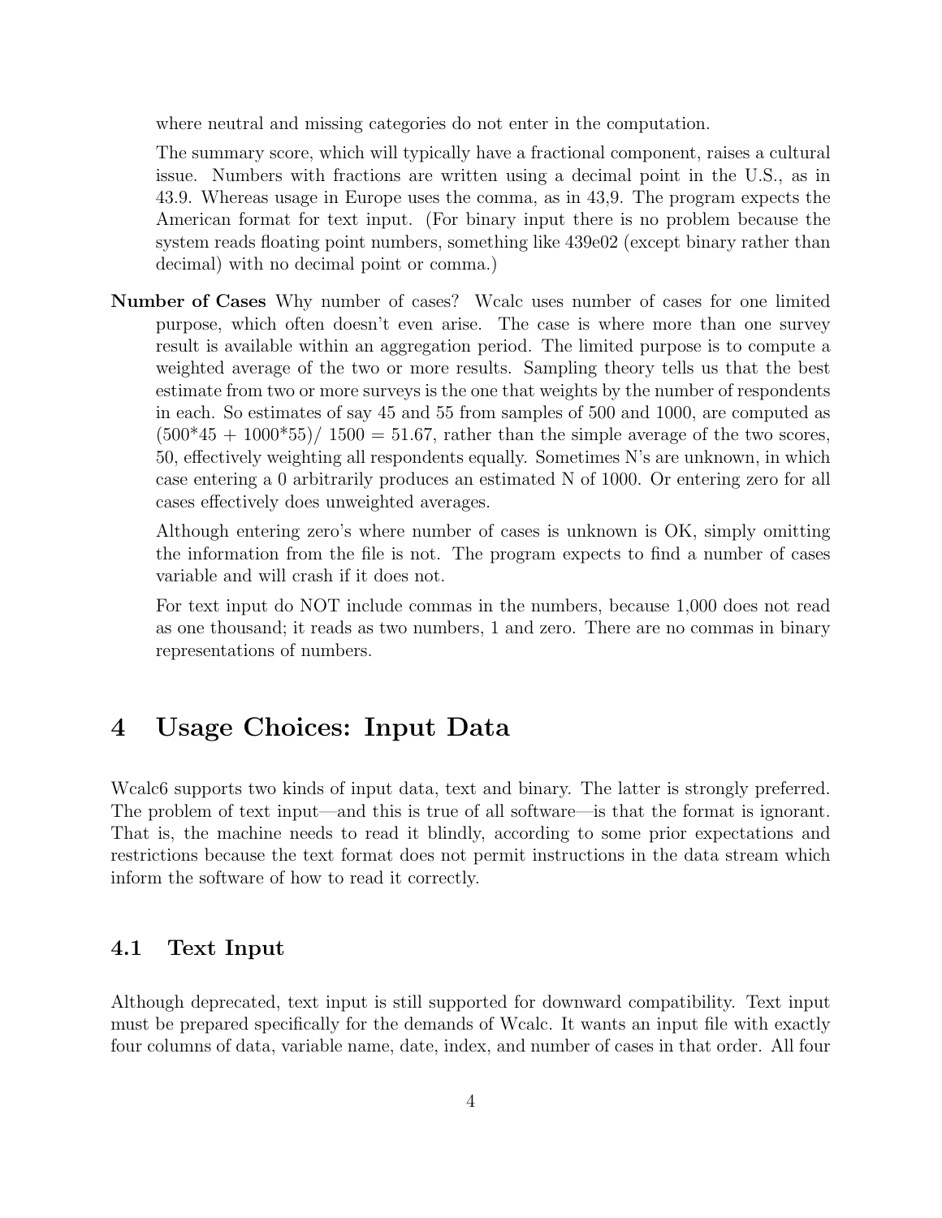where neutral and missing categories do not enter in the computation.

The summary score, which will typically have a fractional component, raises a cultural issue. Numbers with fractions are written using a decimal point in the U.S., as in 43.9. Whereas usage in Europe uses the comma, as in 43,9. The program expects the American format for text input. (For binary input there is no problem because the system reads floating point numbers, something like 439e02 (except binary rather than decimal) with no decimal point or comma.)

**Number of Cases** Why number of cases? Wcalc uses number of cases for one limited purpose, which often doesn't even arise. The case is where more than one survey result is available within an aggregation period. The limited purpose is to compute a weighted average of the two or more results. Sampling theory tells us that the best estimate from two or more surveys is the one that weights by the number of respondents in each. So estimates of say 45 and 55 from samples of 500 and 1000, are computed as (500*45 + 1000*55)/ 1500 = 51.67, rather than the simple average of the two scores, 50, effectively weighting all respondents equally. Sometimes N's are unknown, in which case entering a 0 arbitrarily produces an estimated N of 1000. Or entering zero for all cases effectively does unweighted averages.

Although entering zero's where number of cases is unknown is OK, simply omitting the information from the file is not. The program expects to find a number of cases variable and will crash if it does not.

For text input do NOT include commas in the numbers, because 1,000 does not read as one thousand; it reads as two numbers, 1 and zero. There are no commas in binary representations of numbers.

# 4 Usage Choices: Input Data

Wcalc6 supports two kinds of input data, text and binary. The latter is strongly preferred. The problem of text input—and this is true of all software—is that the format is ignorant. That is, the machine needs to read it blindly, according to some prior expectations and restrictions because the text format does not permit instructions in the data stream which inform the software of how to read it correctly.

## 4.1 Text Input

Although deprecated, text input is still supported for downward compatibility. Text input must be prepared specifically for the demands of Wcalc. It wants an input file with exactly four columns of data, variable name, date, index, and number of cases in that order. All four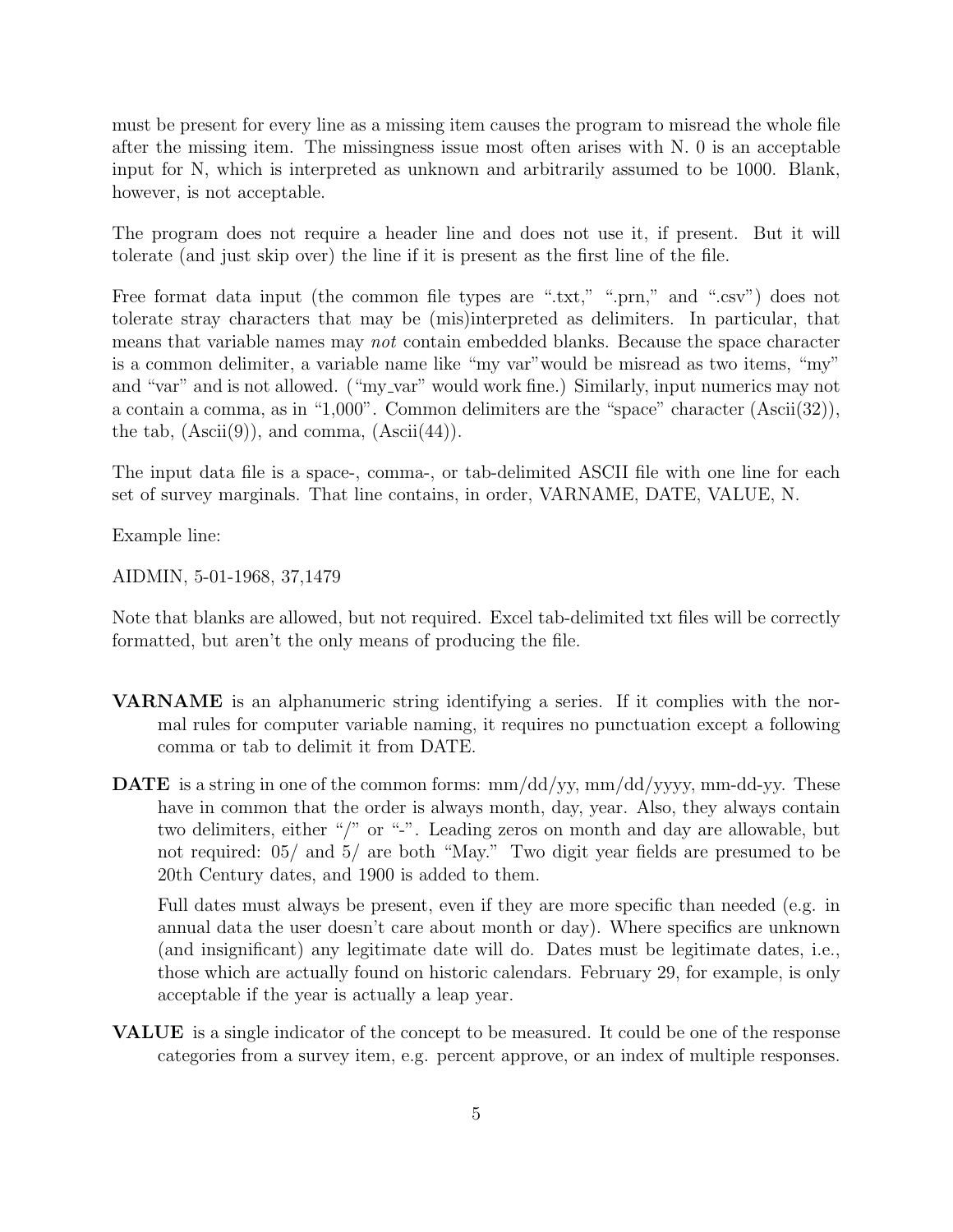must be present for every line as a missing item causes the program to misread the whole file after the missing item. The missingness issue most often arises with N. 0 is an acceptable input for N, which is interpreted as unknown and arbitrarily assumed to be 1000. Blank, however, is not acceptable.

The program does not require a header line and does not use it, if present. But it will tolerate (and just skip over) the line if it is present as the first line of the file.

Free format data input (the common file types are ".txt," ".prn," and ".csv") does not tolerate stray characters that may be (mis)interpreted as delimiters. In particular, that means that variable names may *not* contain embedded blanks. Because the space character is a common delimiter, a variable name like "my var"would be misread as two items, "my" and "var" and is not allowed. ("my_var" would work fine.) Similarly, input numerics may not a contain a comma, as in "1,000". Common delimiters are the "space" character (Ascii(32)), the tab, (Ascii(9)), and comma, (Ascii(44)).

The input data file is a space-, comma-, or tab-delimited ASCII file with one line for each set of survey marginals. That line contains, in order, VARNAME, DATE, VALUE, N.

Example line:

AIDMIN, 5-01-1968, 37,1479

Note that blanks are allowed, but not required. Excel tab-delimited txt files will be correctly formatted, but aren't the only means of producing the file.

**VARNAME** is an alphanumeric string identifying a series. If it complies with the normal rules for computer variable naming, it requires no punctuation except a following comma or tab to delimit it from DATE.

**DATE** is a string in one of the common forms: mm/dd/yy, mm/dd/yyyy, mm-dd-yy. These have in common that the order is always month, day, year. Also, they always contain two delimiters, either "/" or "-". Leading zeros on month and day are allowable, but not required: 05/ and 5/ are both "May." Two digit year fields are presumed to be 20th Century dates, and 1900 is added to them.

Full dates must always be present, even if they are more specific than needed (e.g. in annual data the user doesn't care about month or day). Where specifics are unknown (and insignificant) any legitimate date will do. Dates must be legitimate dates, i.e., those which are actually found on historic calendars. February 29, for example, is only acceptable if the year is actually a leap year.

**VALUE** is a single indicator of the concept to be measured. It could be one of the response categories from a survey item, e.g. percent approve, or an index of multiple responses.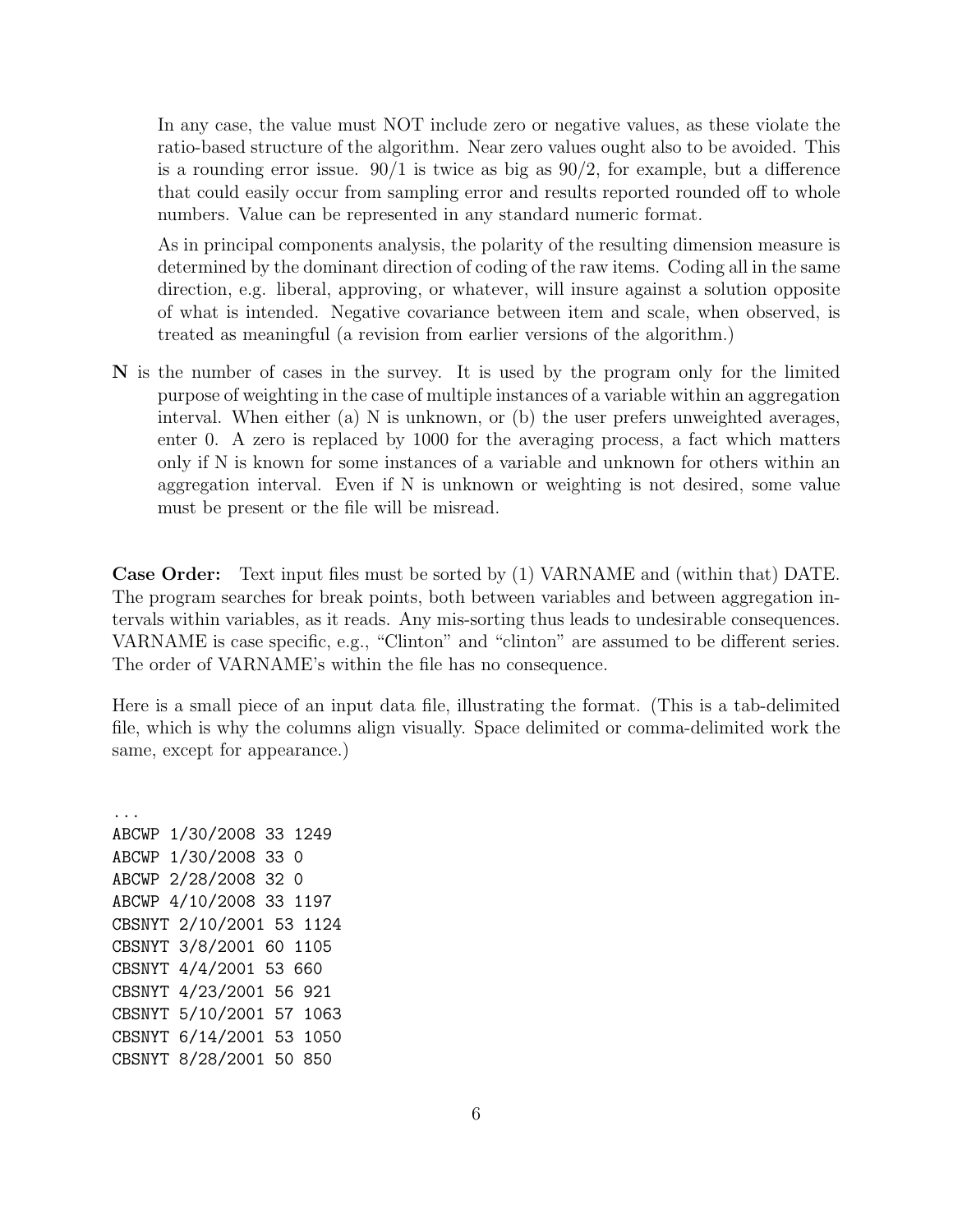In any case, the value must NOT include zero or negative values, as these violate the ratio-based structure of the algorithm. Near zero values ought also to be avoided. This is a rounding error issue. 90/1 is twice as big as 90/2, for example, but a difference that could easily occur from sampling error and results reported rounded off to whole numbers. Value can be represented in any standard numeric format.

As in principal components analysis, the polarity of the resulting dimension measure is determined by the dominant direction of coding of the raw items. Coding all in the same direction, e.g. liberal, approving, or whatever, will insure against a solution opposite of what is intended. Negative covariance between item and scale, when observed, is treated as meaningful (a revision from earlier versions of the algorithm.)

**N** is the number of cases in the survey. It is used by the program only for the limited purpose of weighting in the case of multiple instances of a variable within an aggregation interval. When either (a) N is unknown, or (b) the user prefers unweighted averages, enter 0. A zero is replaced by 1000 for the averaging process, a fact which matters only if N is known for some instances of a variable and unknown for others within an aggregation interval. Even if N is unknown or weighting is not desired, some value must be present or the file will be misread.

**Case Order:** Text input files must be sorted by (1) VARNAME and (within that) DATE. The program searches for break points, both between variables and between aggregation intervals within variables, as it reads. Any mis-sorting thus leads to undesirable consequences. VARNAME is case specific, e.g., "Clinton" and "clinton" are assumed to be different series. The order of VARNAME's within the file has no consequence.

Here is a small piece of an input data file, illustrating the format. (This is a tab-delimited file, which is why the columns align visually. Space delimited or comma-delimited work the same, except for appearance.)

```
...
ABCWP 1/30/2008 33 1249
ABCWP 1/30/2008 33 0
ABCWP 2/28/2008 32 0
ABCWP 4/10/2008 33 1197
CBSNYT 2/10/2001 53 1124
CBSNYT 3/8/2001 60 1105
CBSNYT 4/4/2001 53 660
CBSNYT 4/23/2001 56 921
CBSNYT 5/10/2001 57 1063
CBSNYT 6/14/2001 53 1050
CBSNYT 8/28/2001 50 850
```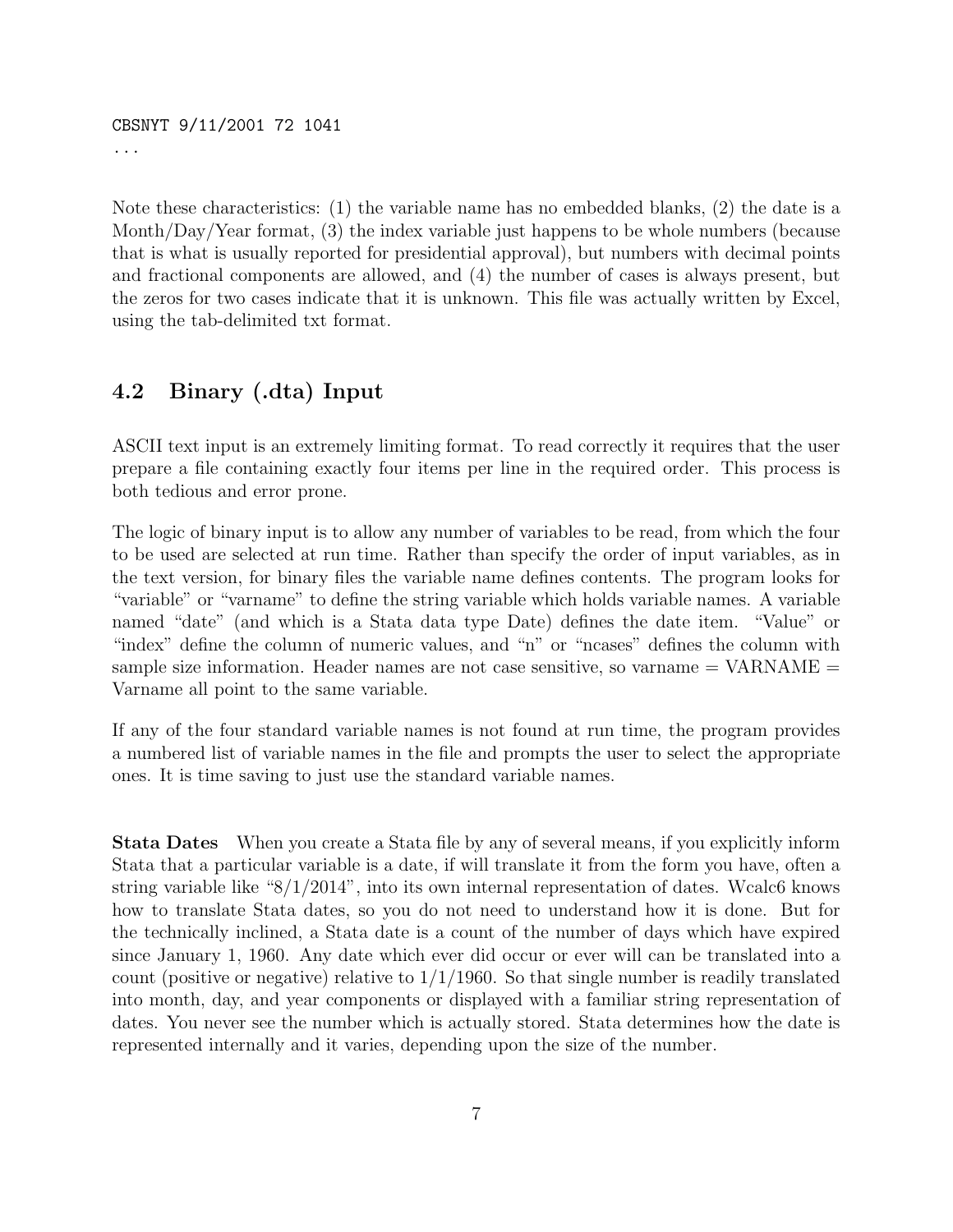```
CBSNYT 9/11/2001 72 1041
...
```

Note these characteristics: (1) the variable name has no embedded blanks, (2) the date is a Month/Day/Year format, (3) the index variable just happens to be whole numbers (because that is what is usually reported for presidential approval), but numbers with decimal points and fractional components are allowed, and (4) the number of cases is always present, but the zeros for two cases indicate that it is unknown. This file was actually written by Excel, using the tab-delimited txt format.

## 4.2 Binary (.dta) Input

ASCII text input is an extremely limiting format. To read correctly it requires that the user prepare a file containing exactly four items per line in the required order. This process is both tedious and error prone.

The logic of binary input is to allow any number of variables to be read, from which the four to be used are selected at run time. Rather than specify the order of input variables, as in the text version, for binary files the variable name defines contents. The program looks for "variable" or "varname" to define the string variable which holds variable names. A variable named "date" (and which is a Stata data type Date) defines the date item. "Value" or "index" define the column of numeric values, and "n" or "ncases" defines the column with sample size information. Header names are not case sensitive, so varname = VARNAME = Varname all point to the same variable.

If any of the four standard variable names is not found at run time, the program provides a numbered list of variable names in the file and prompts the user to select the appropriate ones. It is time saving to just use the standard variable names.

**Stata Dates** When you create a Stata file by any of several means, if you explicitly inform Stata that a particular variable is a date, if will translate it from the form you have, often a string variable like "8/1/2014", into its own internal representation of dates. Wcalc6 knows how to translate Stata dates, so you do not need to understand how it is done. But for the technically inclined, a Stata date is a count of the number of days which have expired since January 1, 1960. Any date which ever did occur or ever will can be translated into a count (positive or negative) relative to 1/1/1960. So that single number is readily translated into month, day, and year components or displayed with a familiar string representation of dates. You never see the number which is actually stored. Stata determines how the date is represented internally and it varies, depending upon the size of the number.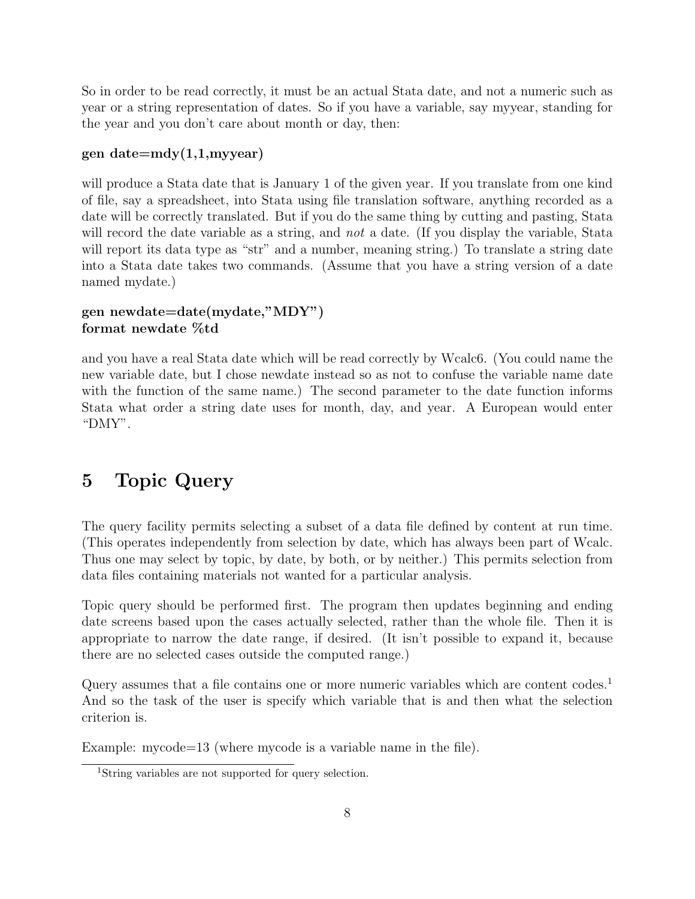So in order to be read correctly, it must be an actual Stata date, and not a numeric such as year or a string representation of dates. So if you have a variable, say myyear, standing for the year and you don't care about month or day, then:

**gen date=mdy(1,1,myyear)**

will produce a Stata date that is January 1 of the given year. If you translate from one kind of file, say a spreadsheet, into Stata using file translation software, anything recorded as a date will be correctly translated. But if you do the same thing by cutting and pasting, Stata will record the date variable as a string, and *not* a date. (If you display the variable, Stata will report its data type as "str" and a number, meaning string.) To translate a string date into a Stata date takes two commands. (Assume that you have a string version of a date named mydate.)

**gen newdate=date(mydate,"MDY")**
**format newdate %td**

and you have a real Stata date which will be read correctly by Wcalc6. (You could name the new variable date, but I chose newdate instead so as not to confuse the variable name date with the function of the same name.) The second parameter to the date function informs Stata what order a string date uses for month, day, and year. A European would enter "DMY".

# 5 Topic Query

The query facility permits selecting a subset of a data file defined by content at run time. (This operates independently from selection by date, which has always been part of Wcalc. Thus one may select by topic, by date, by both, or by neither.) This permits selection from data files containing materials not wanted for a particular analysis.

Topic query should be performed first. The program then updates beginning and ending date screens based upon the cases actually selected, rather than the whole file. Then it is appropriate to narrow the date range, if desired. (It isn't possible to expand it, because there are no selected cases outside the computed range.)

Query assumes that a file contains one or more numeric variables which are content codes.[1] And so the task of the user is specify which variable that is and then what the selection criterion is.

Example: mycode=13 (where mycode is a variable name in the file).

[1] String variables are not supported for query selection.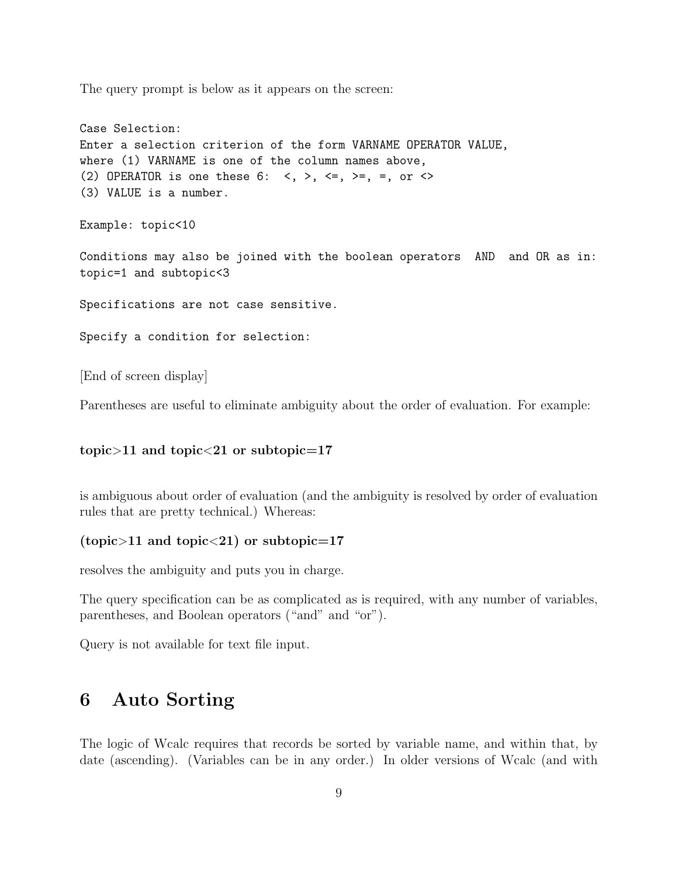The query prompt is below as it appears on the screen:

```
Case Selection:
Enter a selection criterion of the form VARNAME OPERATOR VALUE,
where (1) VARNAME is one of the column names above,
(2) OPERATOR is one these 6:  <, >, <=, >=, =, or <>
(3) VALUE is a number.

Example: topic<10

Conditions may also be joined with the boolean operators  AND  and OR as in:
topic=1 and subtopic<3

Specifications are not case sensitive.

Specify a condition for selection:
```

[End of screen display]

Parentheses are useful to eliminate ambiguity about the order of evaluation. For example:

**topic>11 and topic<21 or subtopic=17**

is ambiguous about order of evaluation (and the ambiguity is resolved by order of evaluation rules that are pretty technical.) Whereas:

**(topic>11 and topic<21) or subtopic=17**

resolves the ambiguity and puts you in charge.

The query specification can be as complicated as is required, with any number of variables, parentheses, and Boolean operators ("and" and "or").

Query is not available for text file input.

# 6 Auto Sorting

The logic of Wcalc requires that records be sorted by variable name, and within that, by date (ascending). (Variables can be in any order.) In older versions of Wcalc (and with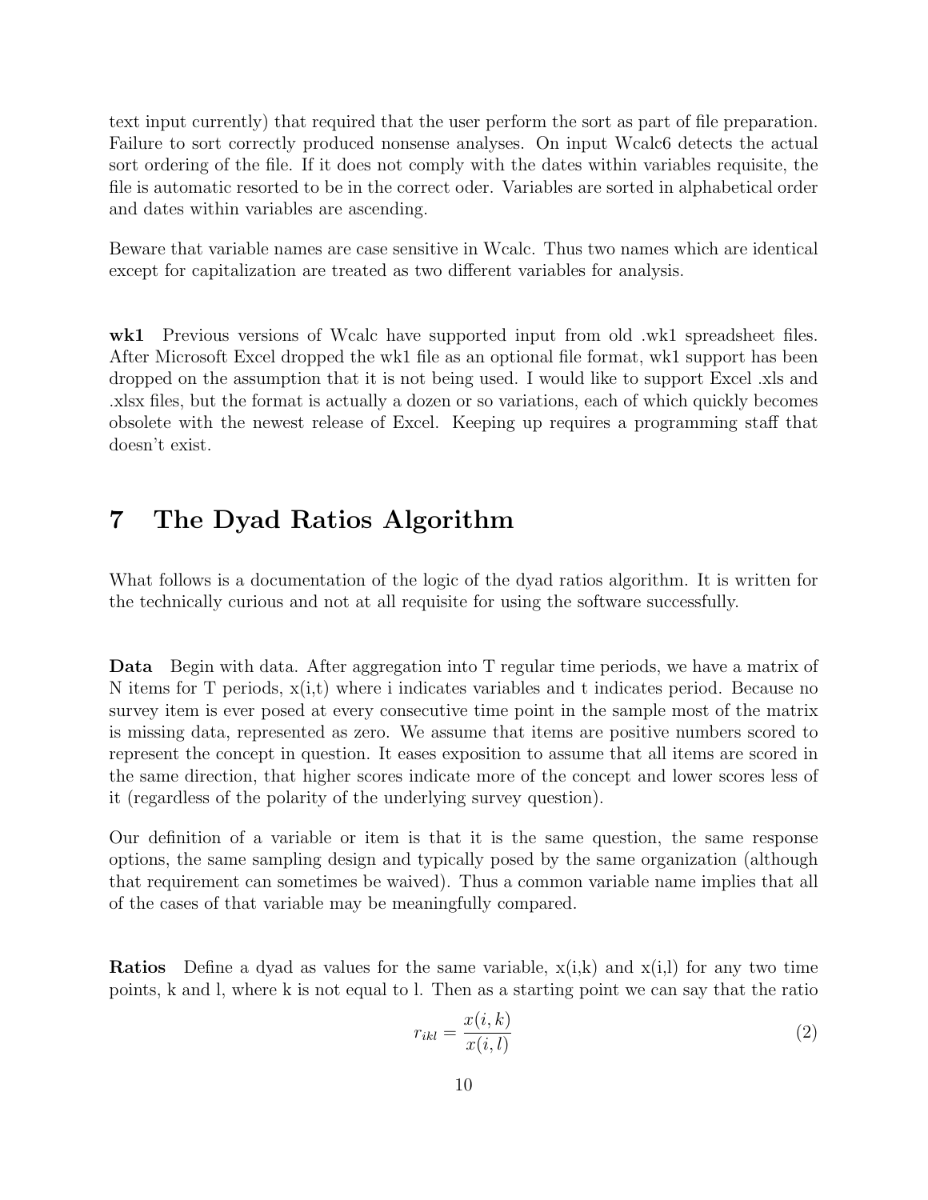text input currently) that required that the user perform the sort as part of file preparation. Failure to sort correctly produced nonsense analyses. On input Wcalc6 detects the actual sort ordering of the file. If it does not comply with the dates within variables requisite, the file is automatic resorted to be in the correct oder. Variables are sorted in alphabetical order and dates within variables are ascending.

Beware that variable names are case sensitive in Wcalc. Thus two names which are identical except for capitalization are treated as two different variables for analysis.

**wk1** Previous versions of Wcalc have supported input from old .wk1 spreadsheet files. After Microsoft Excel dropped the wk1 file as an optional file format, wk1 support has been dropped on the assumption that it is not being used. I would like to support Excel .xls and .xlsx files, but the format is actually a dozen or so variations, each of which quickly becomes obsolete with the newest release of Excel. Keeping up requires a programming staff that doesn't exist.

# 7 The Dyad Ratios Algorithm

What follows is a documentation of the logic of the dyad ratios algorithm. It is written for the technically curious and not at all requisite for using the software successfully.

**Data** Begin with data. After aggregation into T regular time periods, we have a matrix of N items for T periods, x(i,t) where i indicates variables and t indicates period. Because no survey item is ever posed at every consecutive time point in the sample most of the matrix is missing data, represented as zero. We assume that items are positive numbers scored to represent the concept in question. It eases exposition to assume that all items are scored in the same direction, that higher scores indicate more of the concept and lower scores less of it (regardless of the polarity of the underlying survey question).

Our definition of a variable or item is that it is the same question, the same response options, the same sampling design and typically posed by the same organization (although that requirement can sometimes be waived). Thus a common variable name implies that all of the cases of that variable may be meaningfully compared.

**Ratios** Define a dyad as values for the same variable, x(i,k) and x(i,l) for any two time points, k and l, where k is not equal to l. Then as a starting point we can say that the ratio

$$r_{ikl} = \frac{x(i,k)}{x(i,l)} \tag{2}$$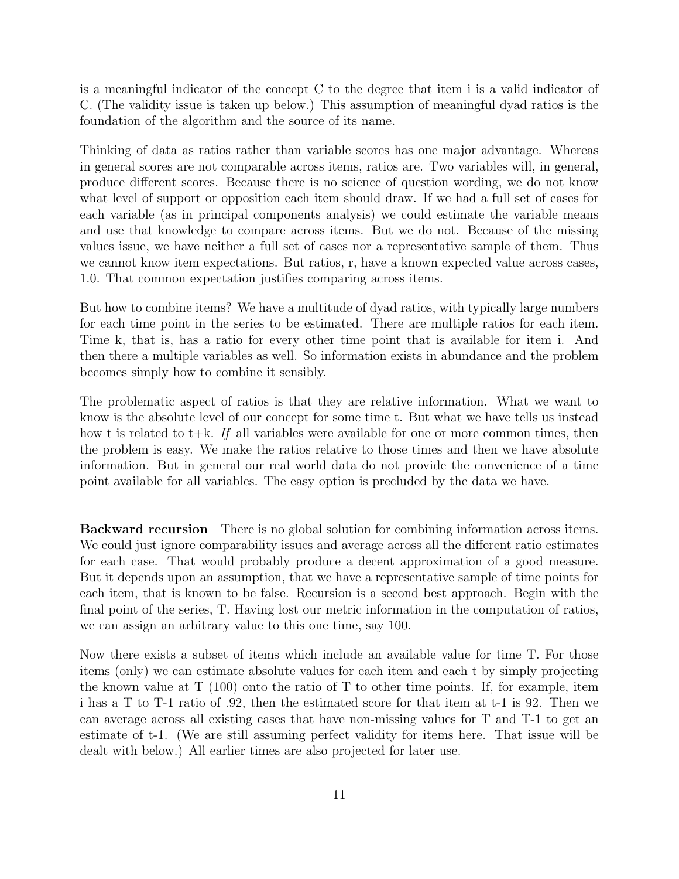is a meaningful indicator of the concept C to the degree that item i is a valid indicator of C. (The validity issue is taken up below.) This assumption of meaningful dyad ratios is the foundation of the algorithm and the source of its name.

Thinking of data as ratios rather than variable scores has one major advantage. Whereas in general scores are not comparable across items, ratios are. Two variables will, in general, produce different scores. Because there is no science of question wording, we do not know what level of support or opposition each item should draw. If we had a full set of cases for each variable (as in principal components analysis) we could estimate the variable means and use that knowledge to compare across items. But we do not. Because of the missing values issue, we have neither a full set of cases nor a representative sample of them. Thus we cannot know item expectations. But ratios, r, have a known expected value across cases, 1.0. That common expectation justifies comparing across items.

But how to combine items? We have a multitude of dyad ratios, with typically large numbers for each time point in the series to be estimated. There are multiple ratios for each item. Time k, that is, has a ratio for every other time point that is available for item i. And then there a multiple variables as well. So information exists in abundance and the problem becomes simply how to combine it sensibly.

The problematic aspect of ratios is that they are relative information. What we want to know is the absolute level of our concept for some time t. But what we have tells us instead how t is related to t+k. *If* all variables were available for one or more common times, then the problem is easy. We make the ratios relative to those times and then we have absolute information. But in general our real world data do not provide the convenience of a time point available for all variables. The easy option is precluded by the data we have.

**Backward recursion** There is no global solution for combining information across items. We could just ignore comparability issues and average across all the different ratio estimates for each case. That would probably produce a decent approximation of a good measure. But it depends upon an assumption, that we have a representative sample of time points for each item, that is known to be false. Recursion is a second best approach. Begin with the final point of the series, T. Having lost our metric information in the computation of ratios, we can assign an arbitrary value to this one time, say 100.

Now there exists a subset of items which include an available value for time T. For those items (only) we can estimate absolute values for each item and each t by simply projecting the known value at T (100) onto the ratio of T to other time points. If, for example, item i has a T to T-1 ratio of .92, then the estimated score for that item at t-1 is 92. Then we can average across all existing cases that have non-missing values for T and T-1 to get an estimate of t-1. (We are still assuming perfect validity for items here. That issue will be dealt with below.) All earlier times are also projected for later use.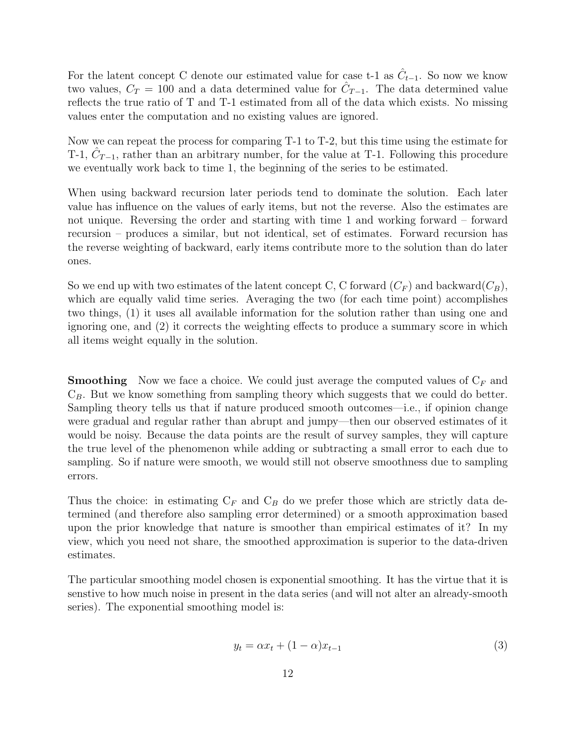For the latent concept C denote our estimated value for case t-1 as $\hat{C}_{t-1}$. So now we know two values, $C_T = 100$ and a data determined value for $\hat{C}_{T-1}$. The data determined value reflects the true ratio of T and T-1 estimated from all of the data which exists. No missing values enter the computation and no existing values are ignored.

Now we can repeat the process for comparing T-1 to T-2, but this time using the estimate for T-1, $\hat{C}_{T-1}$, rather than an arbitrary number, for the value at T-1. Following this procedure we eventually work back to time 1, the beginning of the series to be estimated.

When using backward recursion later periods tend to dominate the solution. Each later value has influence on the values of early items, but not the reverse. Also the estimates are not unique. Reversing the order and starting with time 1 and working forward – forward recursion – produces a similar, but not identical, set of estimates. Forward recursion has the reverse weighting of backward, early items contribute more to the solution than do later ones.

So we end up with two estimates of the latent concept C, C forward ($C_F$) and backward($C_B$), which are equally valid time series. Averaging the two (for each time point) accomplishes two things, (1) it uses all available information for the solution rather than using one and ignoring one, and (2) it corrects the weighting effects to produce a summary score in which all items weight equally in the solution.

**Smoothing** Now we face a choice. We could just average the computed values of $C_F$ and $C_B$. But we know something from sampling theory which suggests that we could do better. Sampling theory tells us that if nature produced smooth outcomes—i.e., if opinion change were gradual and regular rather than abrupt and jumpy—then our observed estimates of it would be noisy. Because the data points are the result of survey samples, they will capture the true level of the phenomenon while adding or subtracting a small error to each due to sampling. So if nature were smooth, we would still not observe smoothness due to sampling errors.

Thus the choice: in estimating $C_F$ and $C_B$ do we prefer those which are strictly data determined (and therefore also sampling error determined) or a smooth approximation based upon the prior knowledge that nature is smoother than empirical estimates of it? In my view, which you need not share, the smoothed approximation is superior to the data-driven estimates.

The particular smoothing model chosen is exponential smoothing. It has the virtue that it is senstive to how much noise in present in the data series (and will not alter an already-smooth series). The exponential smoothing model is:

$$y_t = \alpha x_t + (1 - \alpha)x_{t-1} \tag{3}$$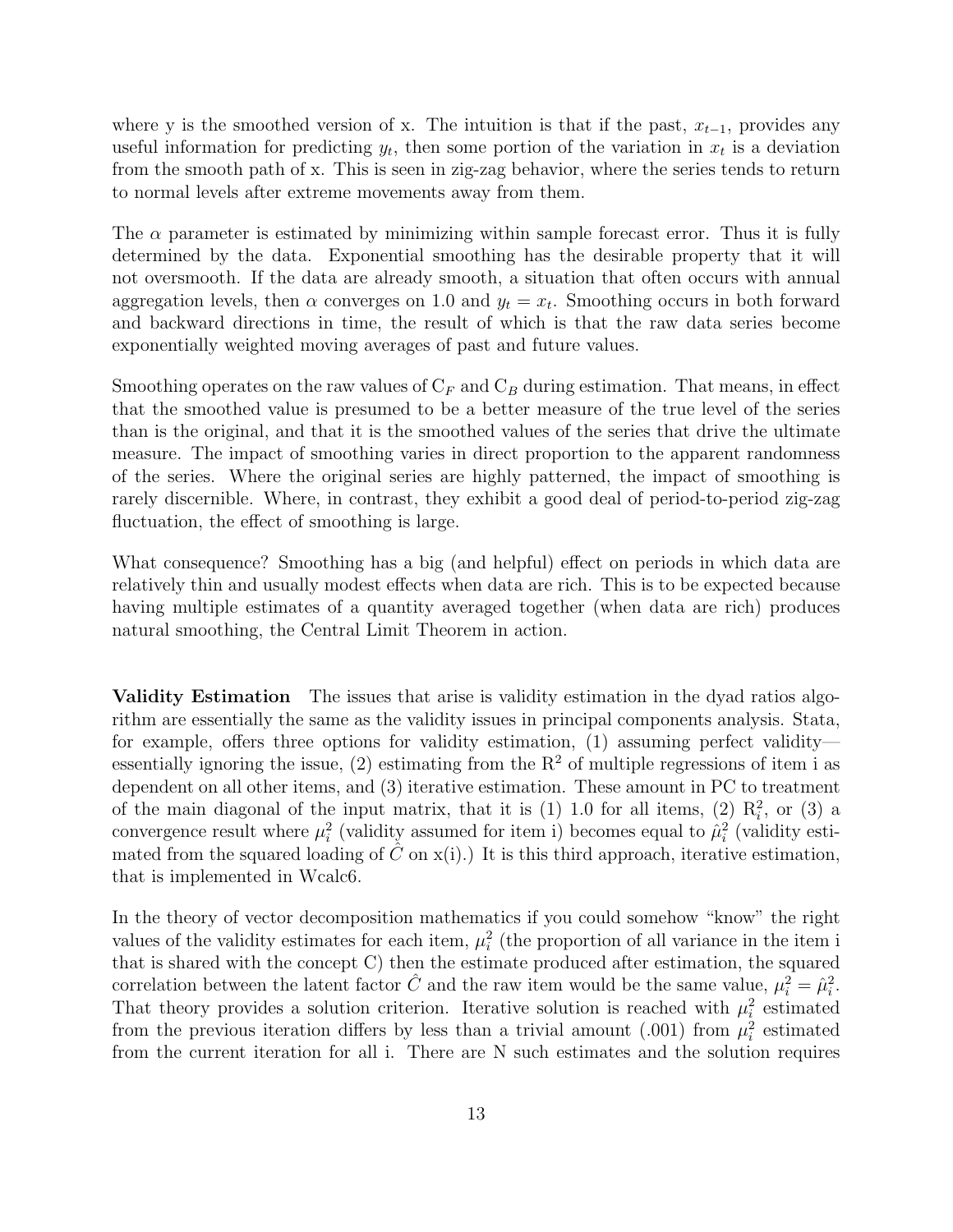where y is the smoothed version of x. The intuition is that if the past, $x_{t-1}$, provides any useful information for predicting $y_t$, then some portion of the variation in $x_t$ is a deviation from the smooth path of x. This is seen in zig-zag behavior, where the series tends to return to normal levels after extreme movements away from them.

The $\alpha$ parameter is estimated by minimizing within sample forecast error. Thus it is fully determined by the data. Exponential smoothing has the desirable property that it will not oversmooth. If the data are already smooth, a situation that often occurs with annual aggregation levels, then $\alpha$ converges on 1.0 and $y_t = x_t$. Smoothing occurs in both forward and backward directions in time, the result of which is that the raw data series become exponentially weighted moving averages of past and future values.

Smoothing operates on the raw values of $C_F$ and $C_B$ during estimation. That means, in effect that the smoothed value is presumed to be a better measure of the true level of the series than is the original, and that it is the smoothed values of the series that drive the ultimate measure. The impact of smoothing varies in direct proportion to the apparent randomness of the series. Where the original series are highly patterned, the impact of smoothing is rarely discernible. Where, in contrast, they exhibit a good deal of period-to-period zig-zag fluctuation, the effect of smoothing is large.

What consequence? Smoothing has a big (and helpful) effect on periods in which data are relatively thin and usually modest effects when data are rich. This is to be expected because having multiple estimates of a quantity averaged together (when data are rich) produces natural smoothing, the Central Limit Theorem in action.

**Validity Estimation** The issues that arise is validity estimation in the dyad ratios algorithm are essentially the same as the validity issues in principal components analysis. Stata, for example, offers three options for validity estimation, (1) assuming perfect validity—essentially ignoring the issue, (2) estimating from the $R^2$ of multiple regressions of item i as dependent on all other items, and (3) iterative estimation. These amount in PC to treatment of the main diagonal of the input matrix, that it is (1) 1.0 for all items, (2) $R_i^2$, or (3) a convergence result where $\mu_i^2$ (validity assumed for item i) becomes equal to $\hat{\mu}_i^2$ (validity estimated from the squared loading of $\hat{C}$ on x(i).) It is this third approach, iterative estimation, that is implemented in Wcalc6.

In the theory of vector decomposition mathematics if you could somehow "know" the right values of the validity estimates for each item, $\mu_i^2$ (the proportion of all variance in the item i that is shared with the concept C) then the estimate produced after estimation, the squared correlation between the latent factor $\hat{C}$ and the raw item would be the same value, $\mu_i^2 = \hat{\mu}_i^2$. That theory provides a solution criterion. Iterative solution is reached with $\mu_i^2$ estimated from the previous iteration differs by less than a trivial amount (.001) from $\mu_i^2$ estimated from the current iteration for all i. There are N such estimates and the solution requires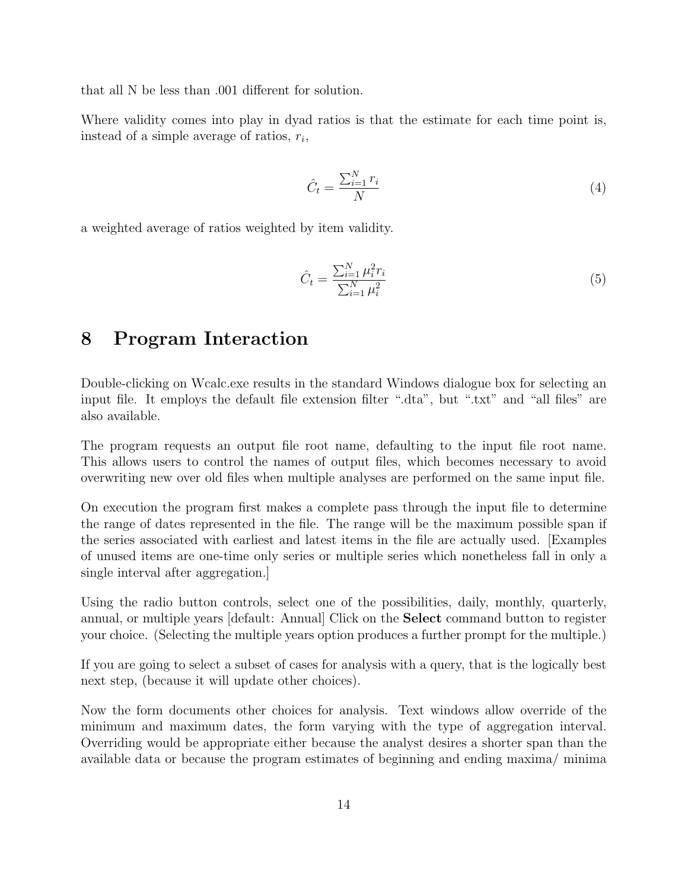that all N be less than .001 different for solution.

Where validity comes into play in dyad ratios is that the estimate for each time point is, instead of a simple average of ratios, $r_i$,

$$\hat{C}_t = \frac{\sum_{i=1}^{N} r_i}{N} \tag{4}$$

a weighted average of ratios weighted by item validity.

$$\hat{C}_t = \frac{\sum_{i=1}^{N} \mu_i^2 r_i}{\sum_{i=1}^{N} \mu_i^2} \tag{5}$$

# 8 Program Interaction

Double-clicking on Wcalc.exe results in the standard Windows dialogue box for selecting an input file. It employs the default file extension filter ".dta", but ".txt" and "all files" are also available.

The program requests an output file root name, defaulting to the input file root name. This allows users to control the names of output files, which becomes necessary to avoid overwriting new over old files when multiple analyses are performed on the same input file.

On execution the program first makes a complete pass through the input file to determine the range of dates represented in the file. The range will be the maximum possible span if the series associated with earliest and latest items in the file are actually used. [Examples of unused items are one-time only series or multiple series which nonetheless fall in only a single interval after aggregation.]

Using the radio button controls, select one of the possibilities, daily, monthly, quarterly, annual, or multiple years [default: Annual] Click on the **Select** command button to register your choice. (Selecting the multiple years option produces a further prompt for the multiple.)

If you are going to select a subset of cases for analysis with a query, that is the logically best next step, (because it will update other choices).

Now the form documents other choices for analysis. Text windows allow override of the minimum and maximum dates, the form varying with the type of aggregation interval. Overriding would be appropriate either because the analyst desires a shorter span than the available data or because the program estimates of beginning and ending maxima/ minima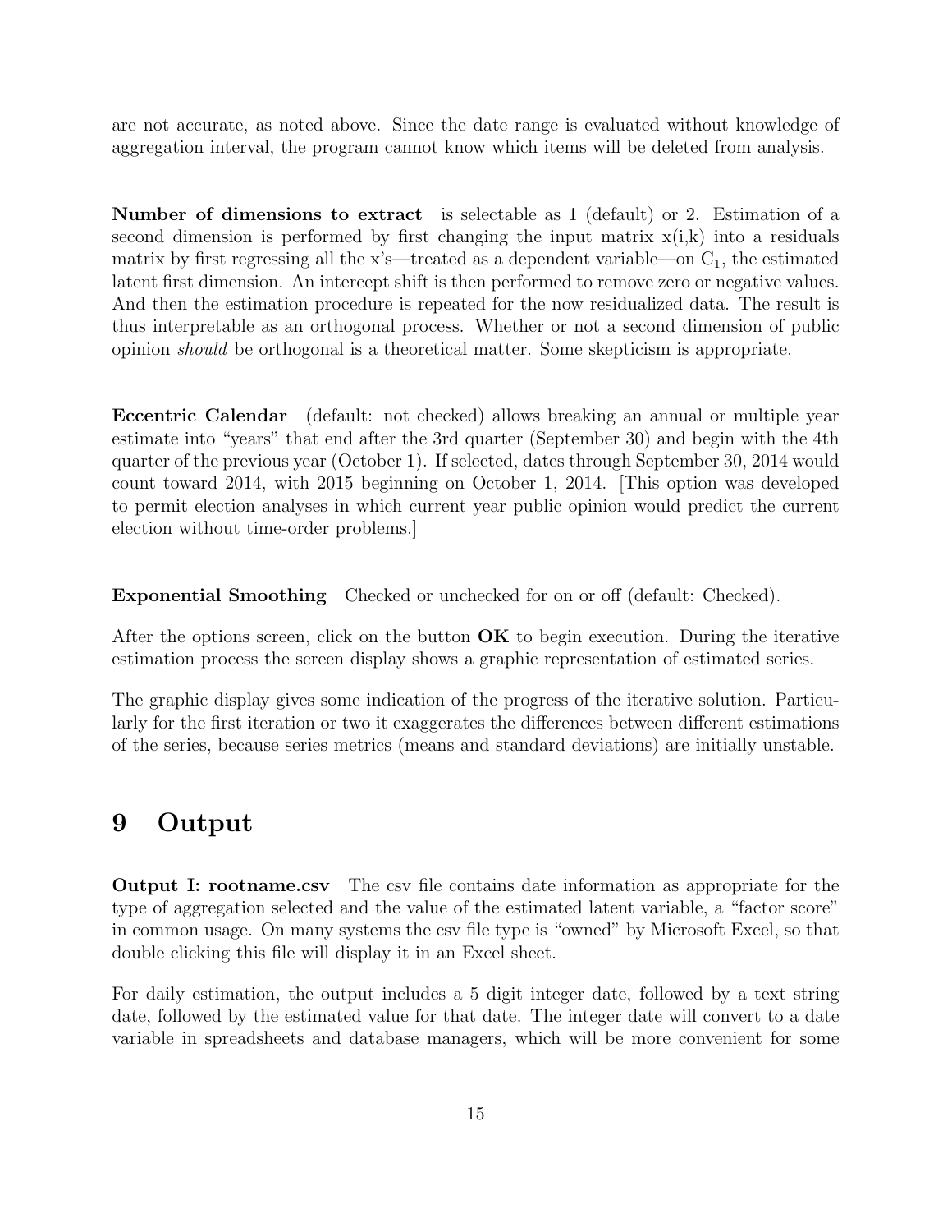are not accurate, as noted above. Since the date range is evaluated without knowledge of aggregation interval, the program cannot know which items will be deleted from analysis.

**Number of dimensions to extract** is selectable as 1 (default) or 2. Estimation of a second dimension is performed by first changing the input matrix x(i,k) into a residuals matrix by first regressing all the x's—treated as a dependent variable—on $C_1$, the estimated latent first dimension. An intercept shift is then performed to remove zero or negative values. And then the estimation procedure is repeated for the now residualized data. The result is thus interpretable as an orthogonal process. Whether or not a second dimension of public opinion *should* be orthogonal is a theoretical matter. Some skepticism is appropriate.

**Eccentric Calendar** (default: not checked) allows breaking an annual or multiple year estimate into "years" that end after the 3rd quarter (September 30) and begin with the 4th quarter of the previous year (October 1). If selected, dates through September 30, 2014 would count toward 2014, with 2015 beginning on October 1, 2014. [This option was developed to permit election analyses in which current year public opinion would predict the current election without time-order problems.]

**Exponential Smoothing** Checked or unchecked for on or off (default: Checked).

After the options screen, click on the button **OK** to begin execution. During the iterative estimation process the screen display shows a graphic representation of estimated series.

The graphic display gives some indication of the progress of the iterative solution. Particularly for the first iteration or two it exaggerates the differences between different estimations of the series, because series metrics (means and standard deviations) are initially unstable.

# 9 Output

**Output I: rootname.csv** The csv file contains date information as appropriate for the type of aggregation selected and the value of the estimated latent variable, a "factor score" in common usage. On many systems the csv file type is "owned" by Microsoft Excel, so that double clicking this file will display it in an Excel sheet.

For daily estimation, the output includes a 5 digit integer date, followed by a text string date, followed by the estimated value for that date. The integer date will convert to a date variable in spreadsheets and database managers, which will be more convenient for some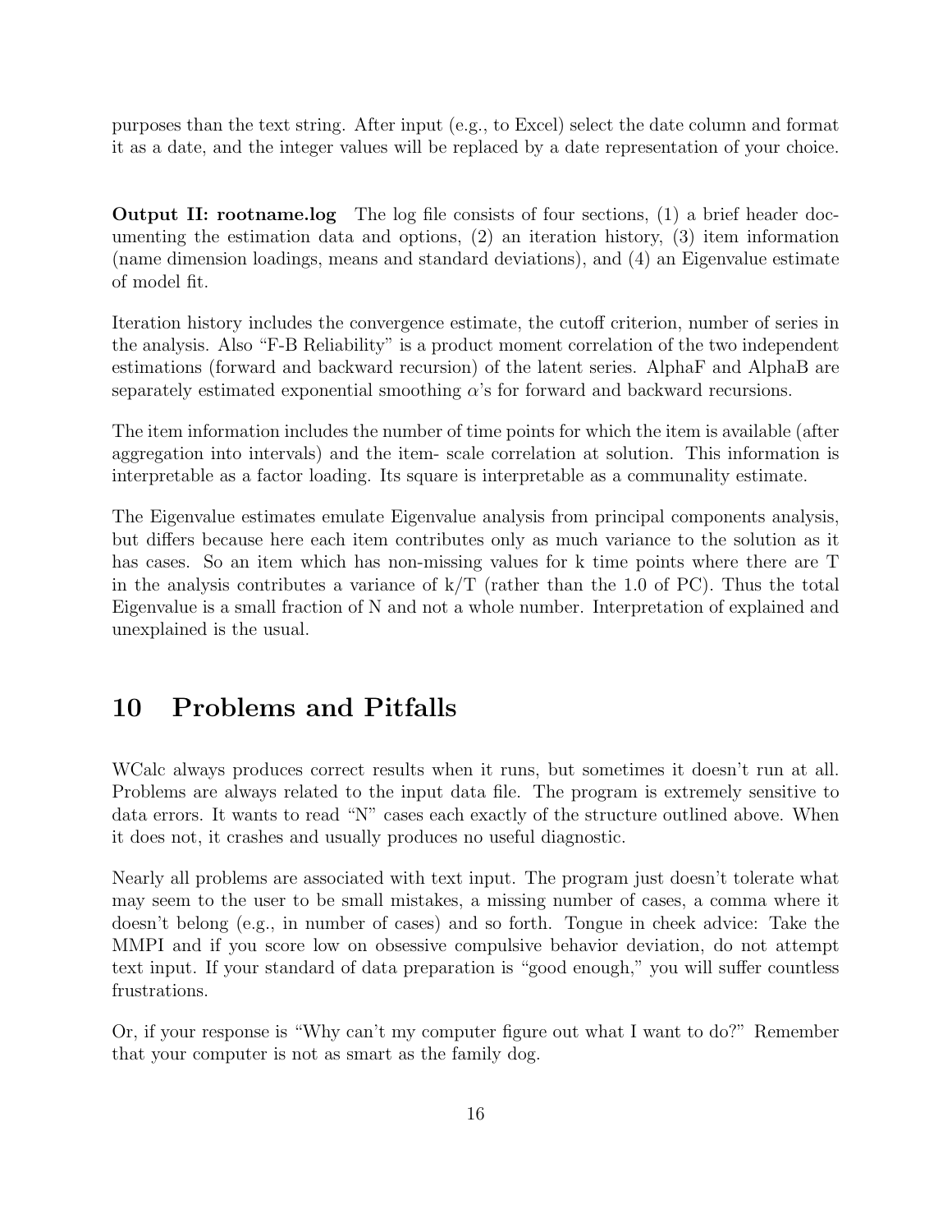purposes than the text string. After input (e.g., to Excel) select the date column and format it as a date, and the integer values will be replaced by a date representation of your choice.

**Output II: rootname.log** The log file consists of four sections, (1) a brief header documenting the estimation data and options, (2) an iteration history, (3) item information (name dimension loadings, means and standard deviations), and (4) an Eigenvalue estimate of model fit.

Iteration history includes the convergence estimate, the cutoff criterion, number of series in the analysis. Also "F-B Reliability" is a product moment correlation of the two independent estimations (forward and backward recursion) of the latent series. AlphaF and AlphaB are separately estimated exponential smoothing $\alpha$'s for forward and backward recursions.

The item information includes the number of time points for which the item is available (after aggregation into intervals) and the item- scale correlation at solution. This information is interpretable as a factor loading. Its square is interpretable as a communality estimate.

The Eigenvalue estimates emulate Eigenvalue analysis from principal components analysis, but differs because here each item contributes only as much variance to the solution as it has cases. So an item which has non-missing values for k time points where there are T in the analysis contributes a variance of k/T (rather than the 1.0 of PC). Thus the total Eigenvalue is a small fraction of N and not a whole number. Interpretation of explained and unexplained is the usual.

# 10 Problems and Pitfalls

WCalc always produces correct results when it runs, but sometimes it doesn't run at all. Problems are always related to the input data file. The program is extremely sensitive to data errors. It wants to read "N" cases each exactly of the structure outlined above. When it does not, it crashes and usually produces no useful diagnostic.

Nearly all problems are associated with text input. The program just doesn't tolerate what may seem to the user to be small mistakes, a missing number of cases, a comma where it doesn't belong (e.g., in number of cases) and so forth. Tongue in cheek advice: Take the MMPI and if you score low on obsessive compulsive behavior deviation, do not attempt text input. If your standard of data preparation is "good enough," you will suffer countless frustrations.

Or, if your response is "Why can't my computer figure out what I want to do?" Remember that your computer is not as smart as the family dog.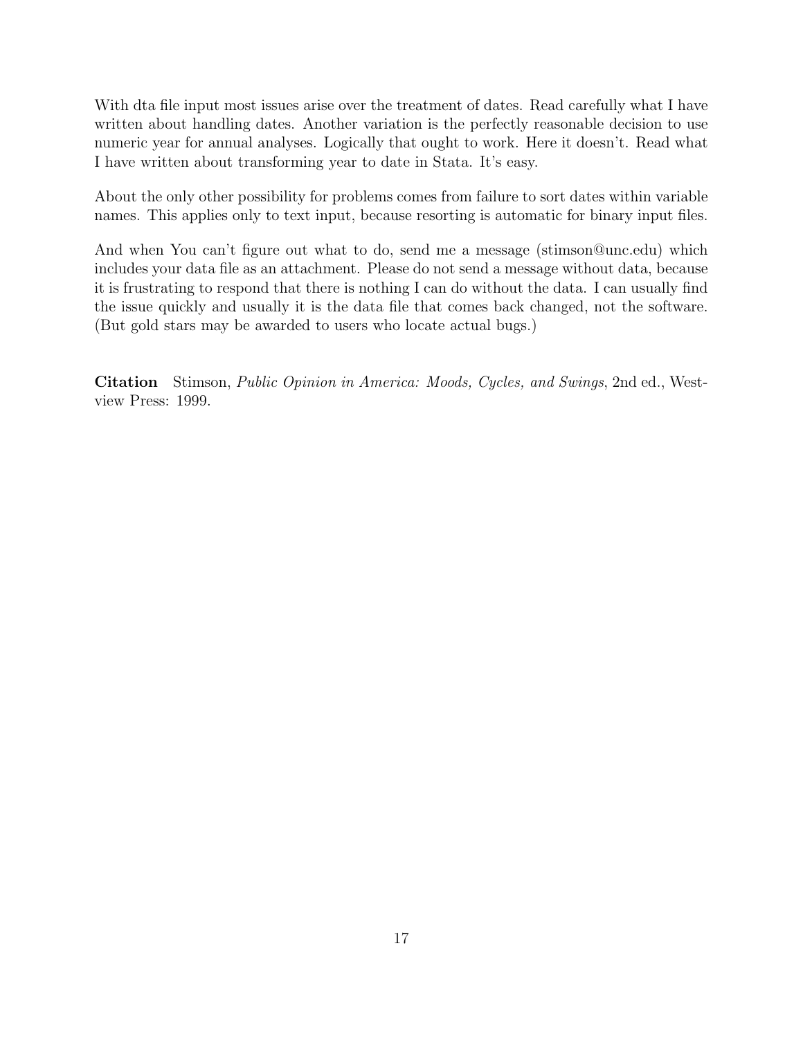With dta file input most issues arise over the treatment of dates. Read carefully what I have written about handling dates. Another variation is the perfectly reasonable decision to use numeric year for annual analyses. Logically that ought to work. Here it doesn't. Read what I have written about transforming year to date in Stata. It's easy.

About the only other possibility for problems comes from failure to sort dates within variable names. This applies only to text input, because resorting is automatic for binary input files.

And when You can't figure out what to do, send me a message (stimson@unc.edu) which includes your data file as an attachment. Please do not send a message without data, because it is frustrating to respond that there is nothing I can do without the data. I can usually find the issue quickly and usually it is the data file that comes back changed, not the software. (But gold stars may be awarded to users who locate actual bugs.)

**Citation** Stimson, *Public Opinion in America: Moods, Cycles, and Swings*, 2nd ed., Westview Press: 1999.